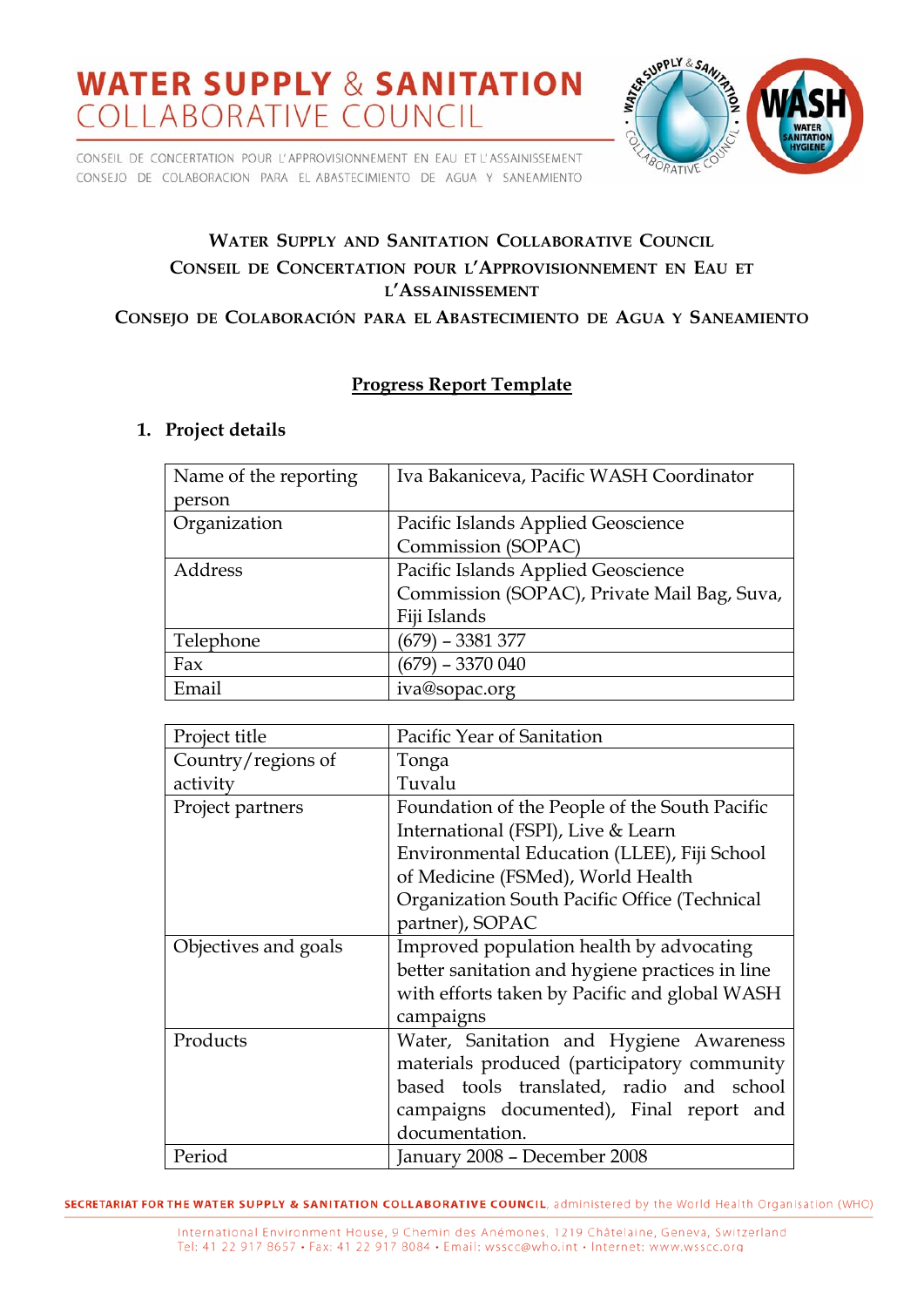# WATER SUPPLY & SANITATION COLLABORATIVE COUNCIL

CONSEIL DE CONCERTATION POUR L'APPROVISIONNEMENT EN EAU ET L'ASSAINISSEMENT
CONSEJO DE COLABORACION PARA EL ABASTECIMIENTO DE AGUA Y SANEAMIENTO

**WATER SUPPLY AND SANITATION COLLABORATIVE COUNCIL**
**CONSEIL DE CONCERTATION POUR L'APPROVISIONNEMENT EN EAU ET L'ASSAINISSEMENT**
**CONSEJO DE COLABORACIÓN PARA EL ABASTECIMIENTO DE AGUA Y SANEAMIENTO**

## Progress Report Template

### 1. Project details

| | |
|---|---|
| Name of the reporting person | Iva Bakaniceva, Pacific WASH Coordinator |
| Organization | Pacific Islands Applied Geoscience Commission (SOPAC) |
| Address | Pacific Islands Applied Geoscience Commission (SOPAC), Private Mail Bag, Suva, Fiji Islands |
| Telephone | (679) – 3381 377 |
| Fax | (679) – 3370 040 |
| Email | iva@sopac.org |

| | |
|---|---|
| Project title | Pacific Year of Sanitation |
| Country/regions of activity | Tonga<br>Tuvalu |
| Project partners | Foundation of the People of the South Pacific International (FSPI), Live & Learn Environmental Education (LLEE), Fiji School of Medicine (FSMed), World Health Organization South Pacific Office (Technical partner), SOPAC |
| Objectives and goals | Improved population health by advocating better sanitation and hygiene practices in line with efforts taken by Pacific and global WASH campaigns |
| Products | Water, Sanitation and Hygiene Awareness materials produced (participatory community based tools translated, radio and school campaigns documented), Final report and documentation. |
| Period | January 2008 – December 2008 |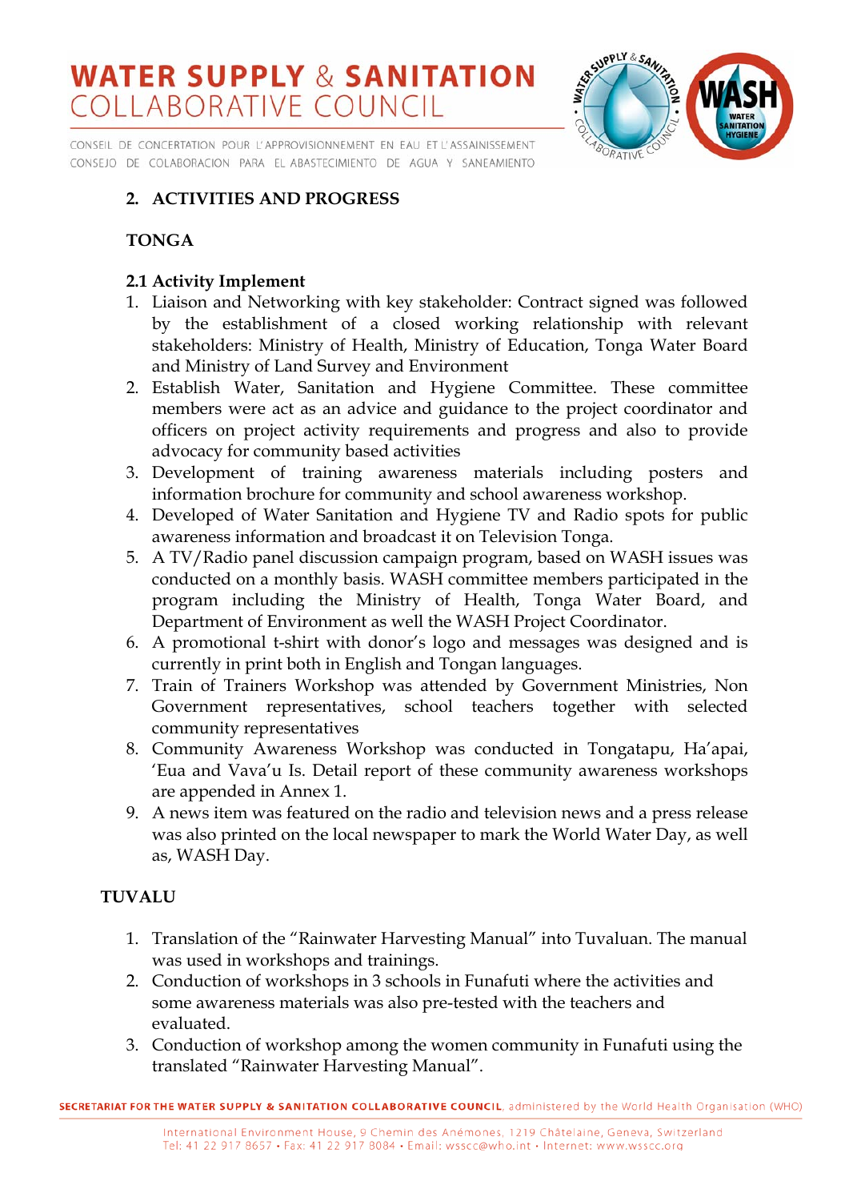## 2. ACTIVITIES AND PROGRESS

### TONGA

#### 2.1 Activity Implement

1. Liaison and Networking with key stakeholder: Contract signed was followed by the establishment of a closed working relationship with relevant stakeholders: Ministry of Health, Ministry of Education, Tonga Water Board and Ministry of Land Survey and Environment
2. Establish Water, Sanitation and Hygiene Committee. These committee members were act as an advice and guidance to the project coordinator and officers on project activity requirements and progress and also to provide advocacy for community based activities
3. Development of training awareness materials including posters and information brochure for community and school awareness workshop.
4. Developed of Water Sanitation and Hygiene TV and Radio spots for public awareness information and broadcast it on Television Tonga.
5. A TV/Radio panel discussion campaign program, based on WASH issues was conducted on a monthly basis. WASH committee members participated in the program including the Ministry of Health, Tonga Water Board, and Department of Environment as well the WASH Project Coordinator.
6. A promotional t-shirt with donor's logo and messages was designed and is currently in print both in English and Tongan languages.
7. Train of Trainers Workshop was attended by Government Ministries, Non Government representatives, school teachers together with selected community representatives
8. Community Awareness Workshop was conducted in Tongatapu, Ha'apai, 'Eua and Vava'u Is. Detail report of these community awareness workshops are appended in Annex 1.
9. A news item was featured on the radio and television news and a press release was also printed on the local newspaper to mark the World Water Day, as well as, WASH Day.

### TUVALU

1. Translation of the "Rainwater Harvesting Manual" into Tuvaluan. The manual was used in workshops and trainings.
2. Conduction of workshops in 3 schools in Funafuti where the activities and some awareness materials was also pre-tested with the teachers and evaluated.
3. Conduction of workshop among the women community in Funafuti using the translated "Rainwater Harvesting Manual".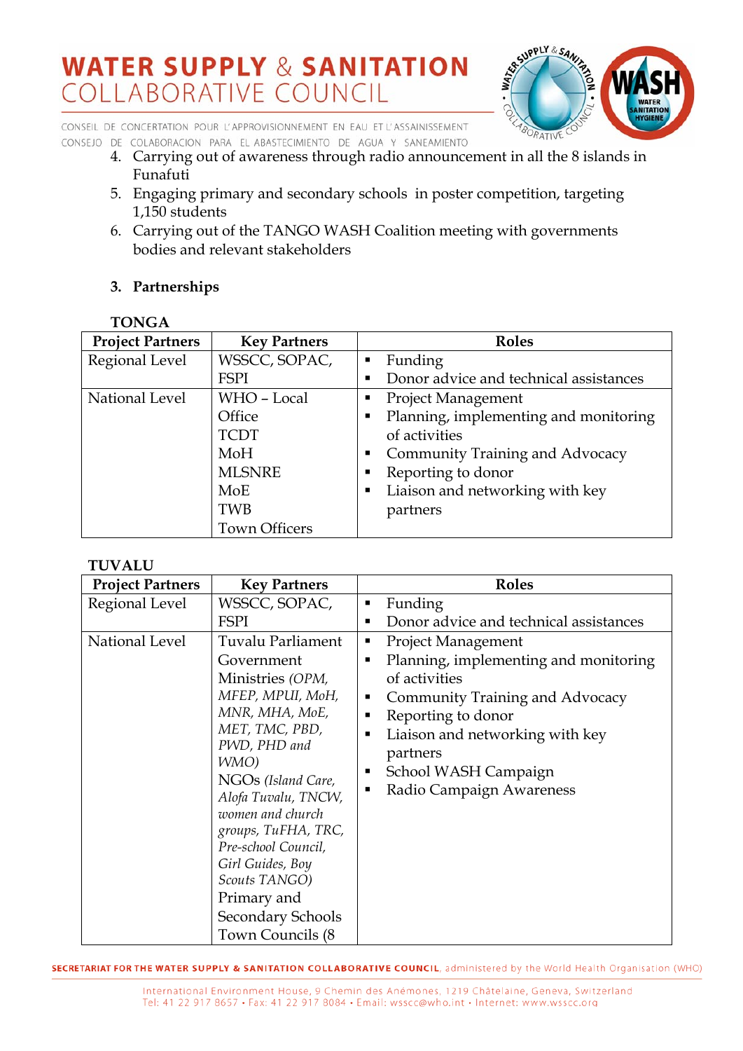4. Carrying out of awareness through radio announcement in all the 8 islands in Funafuti
5. Engaging primary and secondary schools in poster competition, targeting 1,150 students
6. Carrying out of the TANGO WASH Coalition meeting with governments bodies and relevant stakeholders

## 3. Partnerships

**TONGA**

| Project Partners | Key Partners | Roles |
|---|---|---|
| Regional Level | WSSCC, SOPAC, FSPI | ▪ Funding<br>▪ Donor advice and technical assistances |
| National Level | WHO – Local Office<br>TCDT<br>MoH<br>MLSNRE<br>MoE<br>TWB<br>Town Officers | ▪ Project Management<br>▪ Planning, implementing and monitoring of activities<br>▪ Community Training and Advocacy<br>▪ Reporting to donor<br>▪ Liaison and networking with key partners |

**TUVALU**

| Project Partners | Key Partners | Roles |
|---|---|---|
| Regional Level | WSSCC, SOPAC, FSPI | ▪ Funding<br>▪ Donor advice and technical assistances |
| National Level | Tuvalu Parliament<br>Government Ministries *(OPM, MFEP, MPUI, MoH, MNR, MHA, MoE, MET, TMC, PBD, PWD, PHD and WMO)*<br>NGOs *(Island Care, Alofa Tuvalu, TNCW, women and church groups, TuFHA, TRC, Pre-school Council, Girl Guides, Boy Scouts TANGO)*<br>Primary and Secondary Schools<br>Town Councils (8 | ▪ Project Management<br>▪ Planning, implementing and monitoring of activities<br>▪ Community Training and Advocacy<br>▪ Reporting to donor<br>▪ Liaison and networking with key partners<br>▪ School WASH Campaign<br>▪ Radio Campaign Awareness |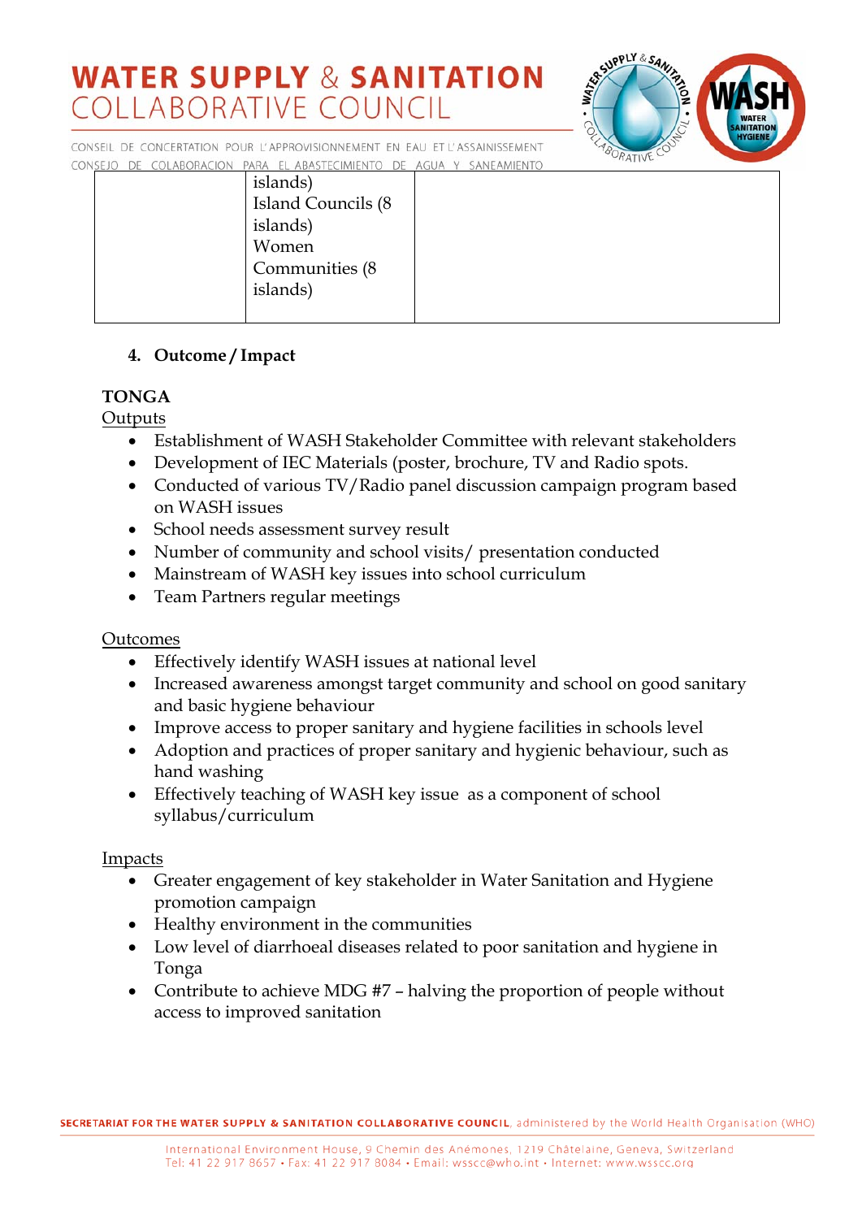| | islands)<br>Island Councils (8 islands)<br>Women<br>Communities (8 islands) | |
|---|---|---|

4. **Outcome / Impact**

**TONGA**

Outputs

- Establishment of WASH Stakeholder Committee with relevant stakeholders
- Development of IEC Materials (poster, brochure, TV and Radio spots.
- Conducted of various TV/Radio panel discussion campaign program based on WASH issues
- School needs assessment survey result
- Number of community and school visits/ presentation conducted
- Mainstream of WASH key issues into school curriculum
- Team Partners regular meetings

Outcomes

- Effectively identify WASH issues at national level
- Increased awareness amongst target community and school on good sanitary and basic hygiene behaviour
- Improve access to proper sanitary and hygiene facilities in schools level
- Adoption and practices of proper sanitary and hygienic behaviour, such as hand washing
- Effectively teaching of WASH key issue as a component of school syllabus/curriculum

Impacts

- Greater engagement of key stakeholder in Water Sanitation and Hygiene promotion campaign
- Healthy environment in the communities
- Low level of diarrhoeal diseases related to poor sanitation and hygiene in Tonga
- Contribute to achieve MDG #7 – halving the proportion of people without access to improved sanitation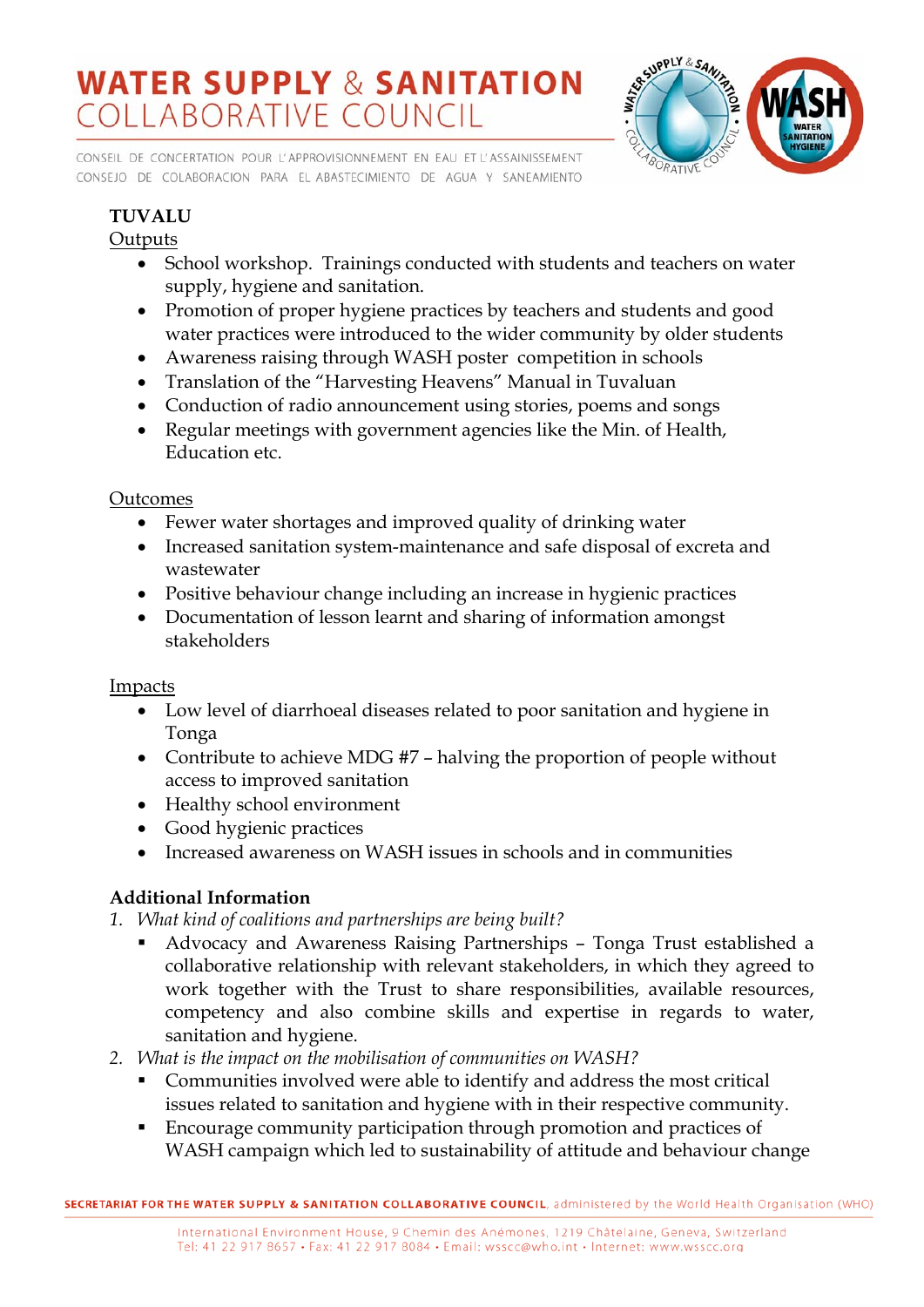**TUVALU**

Outputs

- School workshop. Trainings conducted with students and teachers on water supply, hygiene and sanitation.
- Promotion of proper hygiene practices by teachers and students and good water practices were introduced to the wider community by older students
- Awareness raising through WASH poster competition in schools
- Translation of the "Harvesting Heavens" Manual in Tuvaluan
- Conduction of radio announcement using stories, poems and songs
- Regular meetings with government agencies like the Min. of Health, Education etc.

Outcomes

- Fewer water shortages and improved quality of drinking water
- Increased sanitation system-maintenance and safe disposal of excreta and wastewater
- Positive behaviour change including an increase in hygienic practices
- Documentation of lesson learnt and sharing of information amongst stakeholders

Impacts

- Low level of diarrhoeal diseases related to poor sanitation and hygiene in Tonga
- Contribute to achieve MDG #7 – halving the proportion of people without access to improved sanitation
- Healthy school environment
- Good hygienic practices
- Increased awareness on WASH issues in schools and in communities

**Additional Information**

1. *What kind of coalitions and partnerships are being built?*
   - Advocacy and Awareness Raising Partnerships – Tonga Trust established a collaborative relationship with relevant stakeholders, in which they agreed to work together with the Trust to share responsibilities, available resources, competency and also combine skills and expertise in regards to water, sanitation and hygiene.
2. *What is the impact on the mobilisation of communities on WASH?*
   - Communities involved were able to identify and address the most critical issues related to sanitation and hygiene with in their respective community.
   - Encourage community participation through promotion and practices of WASH campaign which led to sustainability of attitude and behaviour change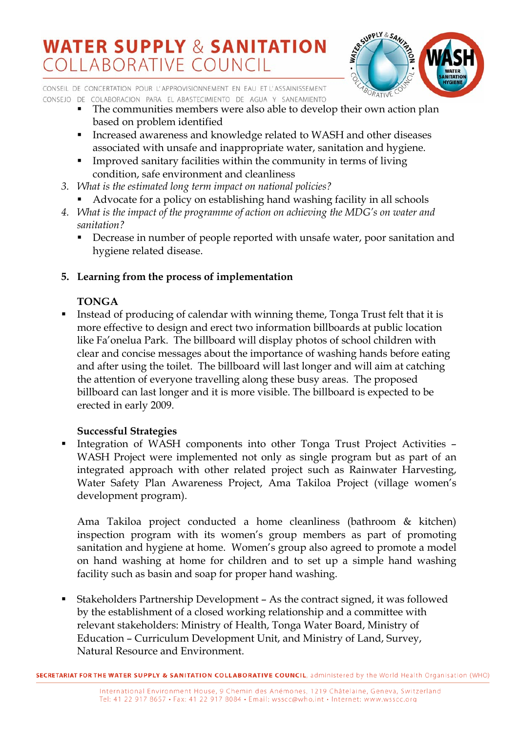- The communities members were also able to develop their own action plan based on problem identified
- Increased awareness and knowledge related to WASH and other diseases associated with unsafe and inappropriate water, sanitation and hygiene.
- Improved sanitary facilities within the community in terms of living condition, safe environment and cleanliness

3. *What is the estimated long term impact on national policies?*
    - Advocate for a policy on establishing hand washing facility in all schools
4. *What is the impact of the programme of action on achieving the MDG's on water and sanitation?*
    - Decrease in number of people reported with unsafe water, poor sanitation and hygiene related disease.

## 5. Learning from the process of implementation

**TONGA**

- Instead of producing of calendar with winning theme, Tonga Trust felt that it is more effective to design and erect two information billboards at public location like Fa'onelua Park. The billboard will display photos of school children with clear and concise messages about the importance of washing hands before eating and after using the toilet. The billboard will last longer and will aim at catching the attention of everyone travelling along these busy areas. The proposed billboard can last longer and it is more visible. The billboard is expected to be erected in early 2009.

**Successful Strategies**

- Integration of WASH components into other Tonga Trust Project Activities – WASH Project were implemented not only as single program but as part of an integrated approach with other related project such as Rainwater Harvesting, Water Safety Plan Awareness Project, Ama Takiloa Project (village women's development program).

  Ama Takiloa project conducted a home cleanliness (bathroom & kitchen) inspection program with its women's group members as part of promoting sanitation and hygiene at home. Women's group also agreed to promote a model on hand washing at home for children and to set up a simple hand washing facility such as basin and soap for proper hand washing.

- Stakeholders Partnership Development – As the contract signed, it was followed by the establishment of a closed working relationship and a committee with relevant stakeholders: Ministry of Health, Tonga Water Board, Ministry of Education – Curriculum Development Unit, and Ministry of Land, Survey, Natural Resource and Environment.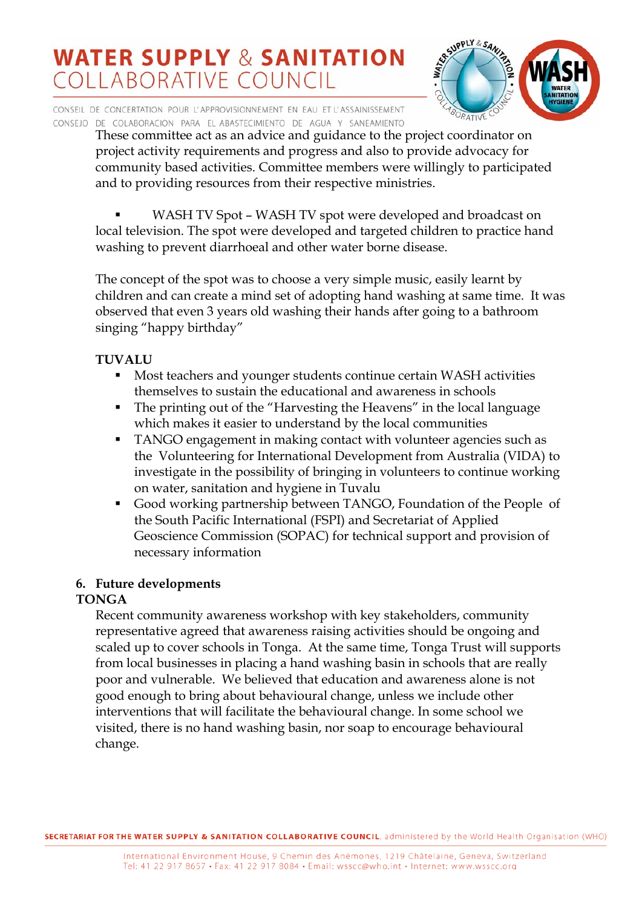These committee act as an advice and guidance to the project coordinator on project activity requirements and progress and also to provide advocacy for community based activities. Committee members were willingly to participated and to providing resources from their respective ministries.

- WASH TV Spot – WASH TV spot were developed and broadcast on local television. The spot were developed and targeted children to practice hand washing to prevent diarrhoeal and other water borne disease.

The concept of the spot was to choose a very simple music, easily learnt by children and can create a mind set of adopting hand washing at same time. It was observed that even 3 years old washing their hands after going to a bathroom singing "happy birthday"

**TUVALU**

- Most teachers and younger students continue certain WASH activities themselves to sustain the educational and awareness in schools
- The printing out of the "Harvesting the Heavens" in the local language which makes it easier to understand by the local communities
- TANGO engagement in making contact with volunteer agencies such as the Volunteering for International Development from Australia (VIDA) to investigate in the possibility of bringing in volunteers to continue working on water, sanitation and hygiene in Tuvalu
- Good working partnership between TANGO, Foundation of the People of the South Pacific International (FSPI) and Secretariat of Applied Geoscience Commission (SOPAC) for technical support and provision of necessary information

## 6. Future developments

**TONGA**

Recent community awareness workshop with key stakeholders, community representative agreed that awareness raising activities should be ongoing and scaled up to cover schools in Tonga. At the same time, Tonga Trust will supports from local businesses in placing a hand washing basin in schools that are really poor and vulnerable. We believed that education and awareness alone is not good enough to bring about behavioural change, unless we include other interventions that will facilitate the behavioural change. In some school we visited, there is no hand washing basin, nor soap to encourage behavioural change.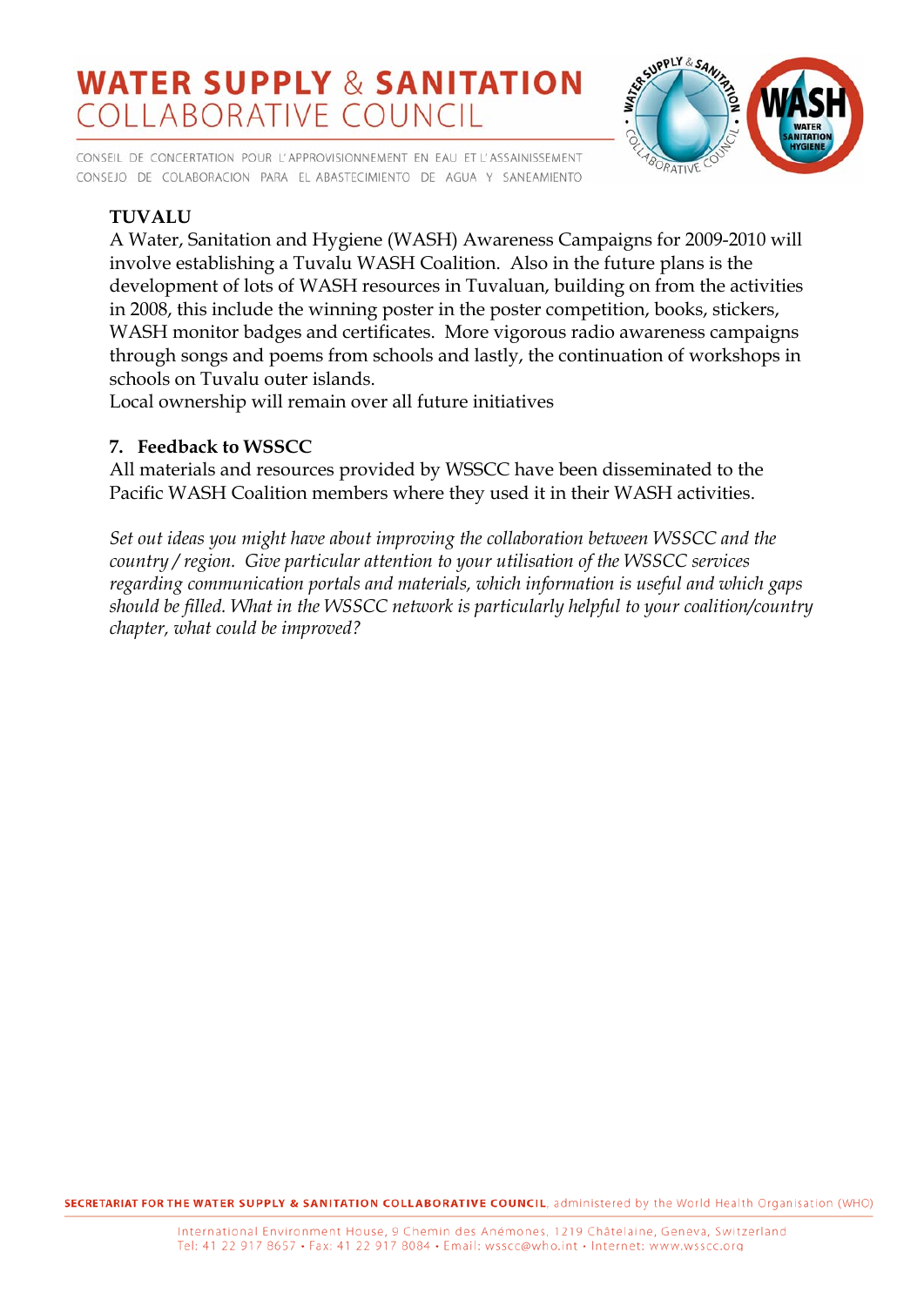**TUVALU**

A Water, Sanitation and Hygiene (WASH) Awareness Campaigns for 2009-2010 will involve establishing a Tuvalu WASH Coalition. Also in the future plans is the development of lots of WASH resources in Tuvaluan, building on from the activities in 2008, this include the winning poster in the poster competition, books, stickers, WASH monitor badges and certificates. More vigorous radio awareness campaigns through songs and poems from schools and lastly, the continuation of workshops in schools on Tuvalu outer islands.

Local ownership will remain over all future initiatives

## 7. Feedback to WSSCC

All materials and resources provided by WSSCC have been disseminated to the Pacific WASH Coalition members where they used it in their WASH activities.

*Set out ideas you might have about improving the collaboration between WSSCC and the country / region. Give particular attention to your utilisation of the WSSCC services regarding communication portals and materials, which information is useful and which gaps should be filled. What in the WSSCC network is particularly helpful to your coalition/country chapter, what could be improved?*